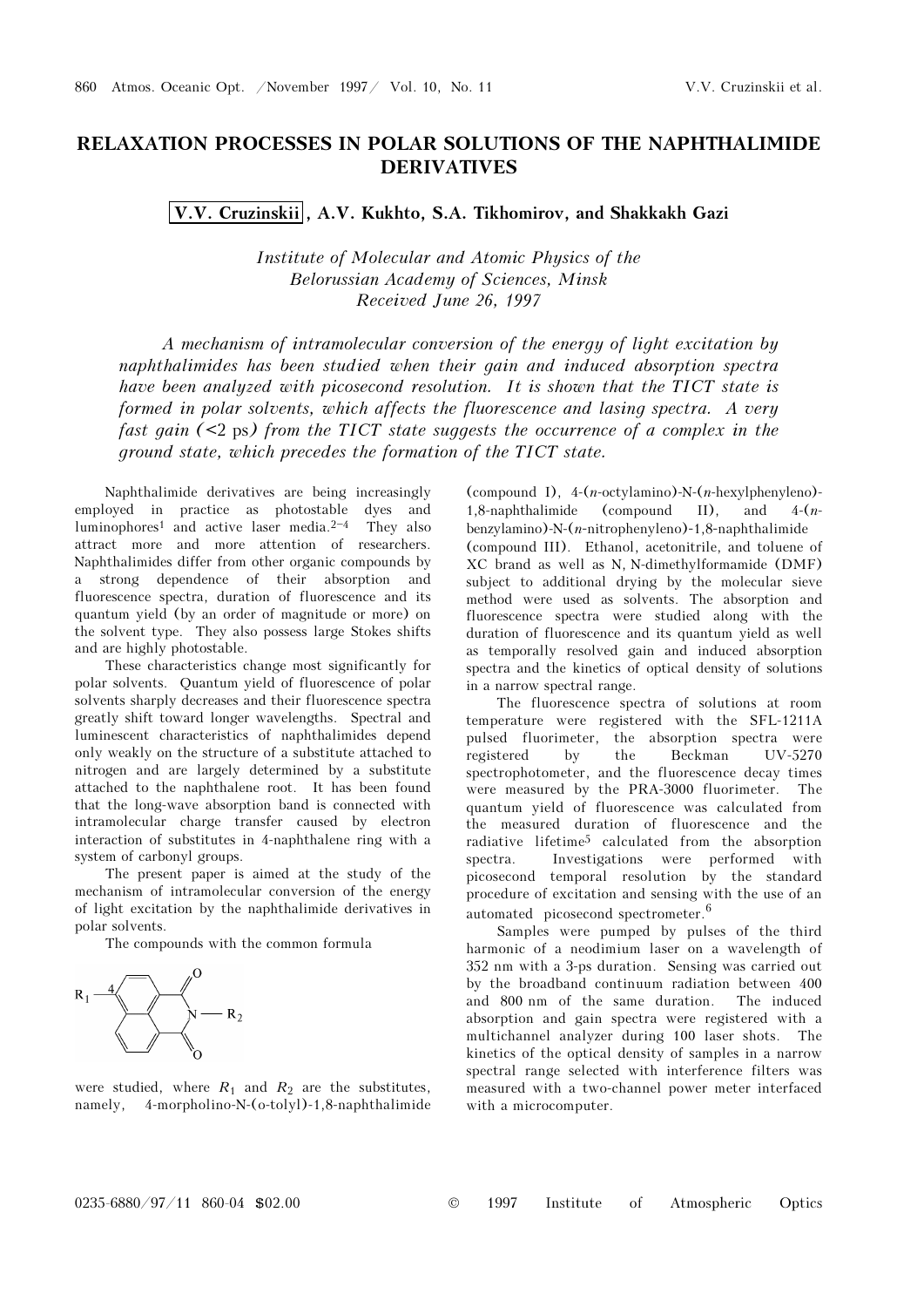# RELAXATION PROCESSES IN POLAR SOLUTIONS OF THE NAPHTHALIMIDE DERIVATIVES

**V.V. Cruzinskii, A.V. Kukhto, S.A. Tikhomirov, and Shakkakh Gazi**

*Institute of Molecular and Atomic Physics of the Belorussian Academy of Sciences, Minsk*
*Received June 26, 1997*

*A mechanism of intramolecular conversion of the energy of light excitation by naphthalimides has been studied when their gain and induced absorption spectra have been analyzed with picosecond resolution. It is shown that the TICT state is formed in polar solvents, which affects the fluorescence and lasing spectra. A very fast gain (<2 ps) from the TICT state suggests the occurrence of a complex in the ground state, which precedes the formation of the TICT state.*

Naphthalimide derivatives are being increasingly employed in practice as photostable dyes and luminophores[1] and active laser media.[2–4] They also attract more and more attention of researchers. Naphthalimides differ from other organic compounds by a strong dependence of their absorption and fluorescence spectra, duration of fluorescence and its quantum yield (by an order of magnitude or more) on the solvent type. They also possess large Stokes shifts and are highly photostable.

These characteristics change most significantly for polar solvents. Quantum yield of fluorescence of polar solvents sharply decreases and their fluorescence spectra greatly shift toward longer wavelengths. Spectral and luminescent characteristics of naphthalimides depend only weakly on the structure of a substitute attached to nitrogen and are largely determined by a substitute attached to the naphthalene root. It has been found that the long-wave absorption band is connected with intramolecular charge transfer caused by electron interaction of substitutes in 4-naphthalene ring with a system of carbonyl groups.

The present paper is aimed at the study of the mechanism of intramolecular conversion of the energy of light excitation by the naphthalimide derivatives in polar solvents.

The compounds with the common formula

$R_1$ —4— [naphthalimide ring] N — $R_2$

were studied, where $R_1$ and $R_2$ are the substitutes, namely, 4-morpholino-N-(o-tolyl)-1,8-naphthalimide (compound I), 4-(*n*-octylamino)-N-(*n*-hexylphenyleno)-1,8-naphthalimide (compound II), and 4-(*n*-benzylamino)-N-(*n*-nitrophenyleno)-1,8-naphthalimide (compound III). Ethanol, acetonitrile, and toluene of XC brand as well as N, N-dimethylformamide (DMF) subject to additional drying by the molecular sieve method were used as solvents. The absorption and fluorescence spectra were studied along with the duration of fluorescence and its quantum yield as well as temporally resolved gain and induced absorption spectra and the kinetics of optical density of solutions in a narrow spectral range.

The fluorescence spectra of solutions at room temperature were registered with the SFL-1211A pulsed fluorimeter, the absorption spectra were registered by the Beckman UV-5270 spectrophotometer, and the fluorescence decay times were measured by the PRA-3000 fluorimeter. The quantum yield of fluorescence was calculated from the measured duration of fluorescence and the radiative lifetime[5] calculated from the absorption spectra. Investigations were performed with picosecond temporal resolution by the standard procedure of excitation and sensing with the use of an automated picosecond spectrometer.[6]

Samples were pumped by pulses of the third harmonic of a neodimium laser on a wavelength of 352 nm with a 3-ps duration. Sensing was carried out by the broadband continuum radiation between 400 and 800 nm of the same duration. The induced absorption and gain spectra were registered with a multichannel analyzer during 100 laser shots. The kinetics of the optical density of samples in a narrow spectral range selected with interference filters was measured with a two-channel power meter interfaced with a microcomputer.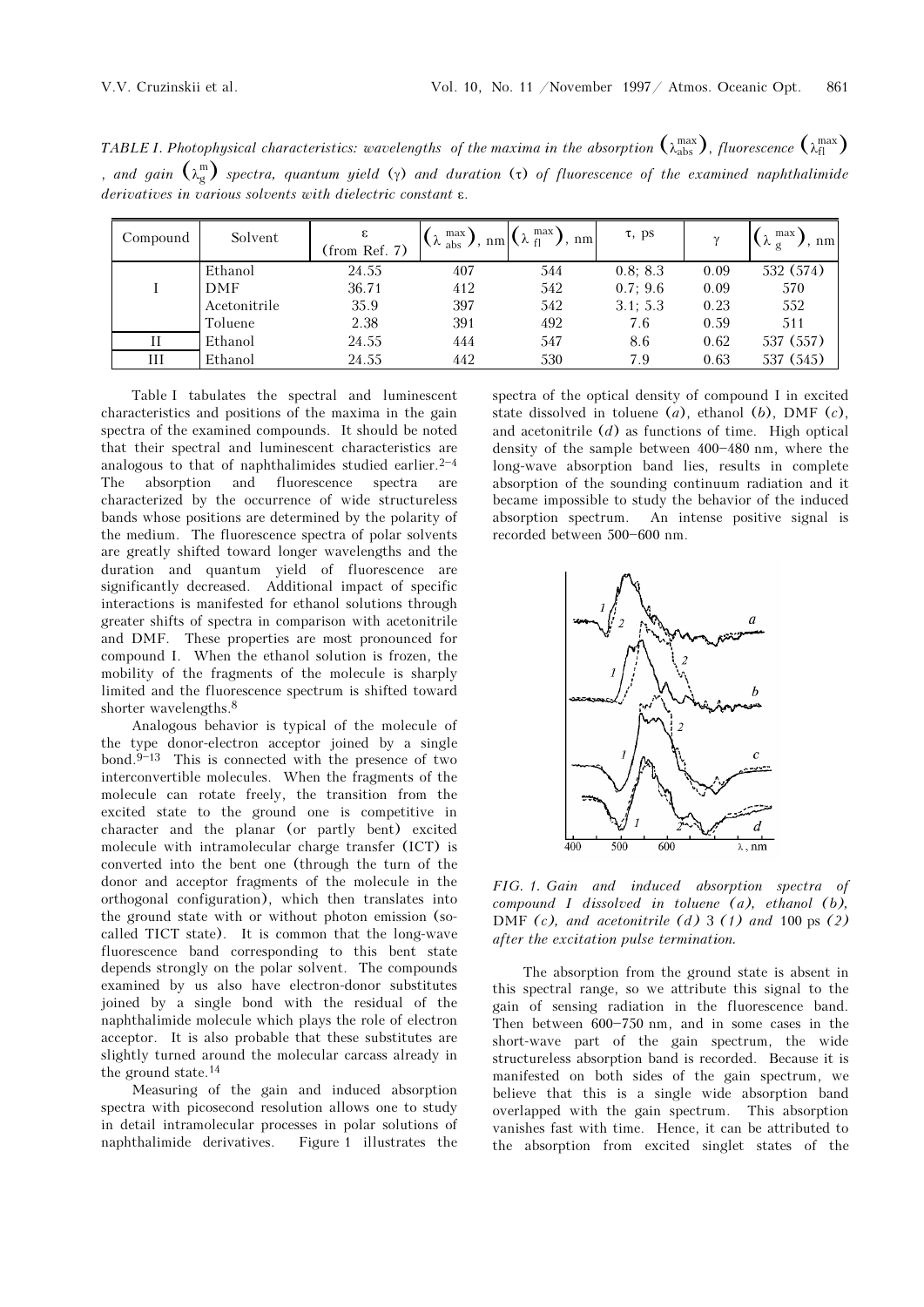*TABLE I. Photophysical characteristics: wavelengths of the maxima in the absorption* $\left(\lambda_{abs}^{max}\right)$, *fluorescence* $\left(\lambda_{fl}^{max}\right)$, *and gain* $\left(\lambda_{g}^{m}\right)$ *spectra, quantum yield* (γ) *and duration* (τ) *of fluorescence of the examined naphthalimide derivatives in various solvents with dielectric constant* ε.

| Compound | Solvent | ε (from Ref. 7) | $\left(\lambda_{abs}^{max}\right)$, nm | $\left(\lambda_{fl}^{max}\right)$, nm | τ, ps | γ | $\left(\lambda_{g}^{max}\right)$, nm |
|---|---|---|---|---|---|---|---|
| I | Ethanol | 24.55 | 407 | 544 | 0.8; 8.3 | 0.09 | 532 (574) |
| | DMF | 36.71 | 412 | 542 | 0.7; 9.6 | 0.09 | 570 |
| | Acetonitrile | 35.9 | 397 | 542 | 3.1; 5.3 | 0.23 | 552 |
| | Toluene | 2.38 | 391 | 492 | 7.6 | 0.59 | 511 |
| II | Ethanol | 24.55 | 444 | 547 | 8.6 | 0.62 | 537 (557) |
| III | Ethanol | 24.55 | 442 | 530 | 7.9 | 0.63 | 537 (545) |

Table I tabulates the spectral and luminescent characteristics and positions of the maxima in the gain spectra of the examined compounds. It should be noted that their spectral and luminescent characteristics are analogous to that of naphthalimides studied earlier.[2–4] The absorption and fluorescence spectra are characterized by the occurrence of wide structureless bands whose positions are determined by the polarity of the medium. The fluorescence spectra of polar solvents are greatly shifted toward longer wavelengths and the duration and quantum yield of fluorescence are significantly decreased. Additional impact of specific interactions is manifested for ethanol solutions through greater shifts of spectra in comparison with acetonitrile and DMF. These properties are most pronounced for compound I. When the ethanol solution is frozen, the mobility of the fragments of the molecule is sharply limited and the fluorescence spectrum is shifted toward shorter wavelengths.[8]

Analogous behavior is typical of the molecule of the type donor-electron acceptor joined by a single bond.[9–13] This is connected with the presence of two interconvertible molecules. When the fragments of the molecule can rotate freely, the transition from the excited state to the ground one is competitive in character and the planar (or partly bent) excited molecule with intramolecular charge transfer (ICT) is converted into the bent one (through the turn of the donor and acceptor fragments of the molecule in the orthogonal configuration), which then translates into the ground state with or without photon emission (so-called TICT state). It is common that the long-wave fluorescence band corresponding to this bent state depends strongly on the polar solvent. The compounds examined by us also have electron-donor substitutes joined by a single bond with the residual of the naphthalimide molecule which plays the role of electron acceptor. It is also probable that these substitutes are slightly turned around the molecular carcass already in the ground state.[14]

Measuring of the gain and induced absorption spectra with picosecond resolution allows one to study in detail intramolecular processes in polar solutions of naphthalimide derivatives. Figure 1 illustrates the spectra of the optical density of compound I in excited state dissolved in toluene (*a*), ethanol (*b*), DMF (*c*), and acetonitrile (*d*) as functions of time. High optical density of the sample between 400–480 nm, where the long-wave absorption band lies, results in complete absorption of the sounding continuum radiation and it became impossible to study the behavior of the induced absorption spectrum. An intense positive signal is recorded between 500–600 nm.

*FIG. 1. Gain and induced absorption spectra of compound I dissolved in toluene (a), ethanol (b),* DMF *(c), and acetonitrile (d)* 3 *(1)* and 100 ps *(2) after the excitation pulse termination.*

The absorption from the ground state is absent in this spectral range, so we attribute this signal to the gain of sensing radiation in the fluorescence band. Then between 600–750 nm, and in some cases in the short-wave part of the gain spectrum, the wide structureless absorption band is recorded. Because it is manifested on both sides of the gain spectrum, we believe that this is a single wide absorption band overlapped with the gain spectrum. This absorption vanishes fast with time. Hence, it can be attributed to the absorption from excited singlet states of the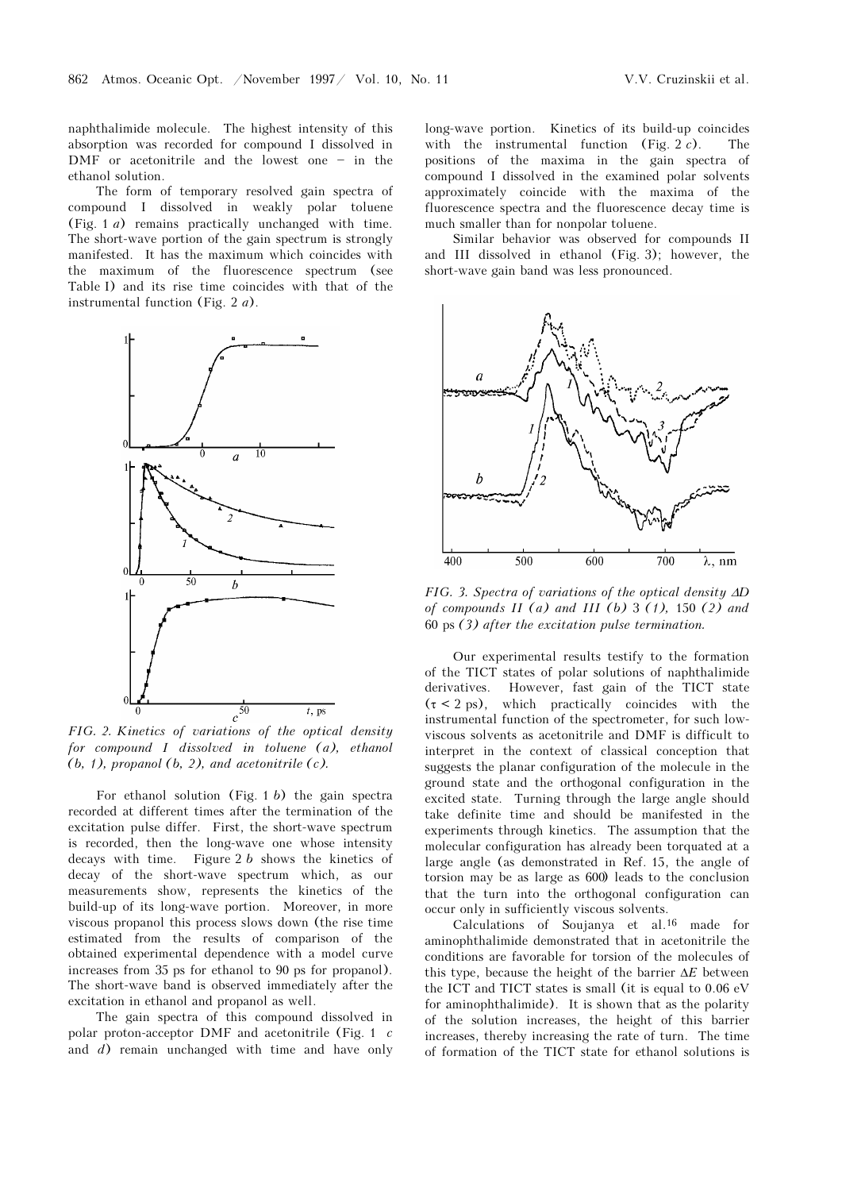naphthalimide molecule. The highest intensity of this absorption was recorded for compound I dissolved in DMF or acetonitrile and the lowest one – in the ethanol solution.

The form of temporary resolved gain spectra of compound I dissolved in weakly polar toluene (Fig. 1 *a*) remains practically unchanged with time. The short-wave portion of the gain spectrum is strongly manifested. It has the maximum which coincides with the maximum of the fluorescence spectrum (see Table I) and its rise time coincides with that of the instrumental function (Fig. 2 *a*).

*FIG. 2. Kinetics of variations of the optical density for compound I dissolved in toluene (a), ethanol (b, 1), propanol (b, 2), and acetonitrile (c).*

For ethanol solution (Fig. 1 *b*) the gain spectra recorded at different times after the termination of the excitation pulse differ. First, the short-wave spectrum is recorded, then the long-wave one whose intensity decays with time. Figure 2 *b* shows the kinetics of decay of the short-wave spectrum which, as our measurements show, represents the kinetics of the build-up of its long-wave portion. Moreover, in more viscous propanol this process slows down (the rise time estimated from the results of comparison of the obtained experimental dependence with a model curve increases from 35 ps for ethanol to 90 ps for propanol). The short-wave band is observed immediately after the excitation in ethanol and propanol as well.

The gain spectra of this compound dissolved in polar proton-acceptor DMF and acetonitrile (Fig. 1 *c* and *d*) remain unchanged with time and have only long-wave portion. Kinetics of its build-up coincides with the instrumental function (Fig. 2 *c*). The positions of the maxima in the gain spectra of compound I dissolved in the examined polar solvents approximately coincide with the maxima of the fluorescence spectra and the fluorescence decay time is much smaller than for nonpolar toluene.

Similar behavior was observed for compounds II and III dissolved in ethanol (Fig. 3); however, the short-wave gain band was less pronounced.

*FIG. 3. Spectra of variations of the optical density $\Delta D$ of compounds II (a) and III (b) 3 (1), 150 (2) and 60 ps (3) after the excitation pulse termination.*

Our experimental results testify to the formation of the TICT states of polar solutions of naphthalimide derivatives. However, fast gain of the TICT state ($\tau < 2$ ps), which practically coincides with the instrumental function of the spectrometer, for such low-viscous solvents as acetonitrile and DMF is difficult to interpret in the context of classical conception that suggests the planar configuration of the molecule in the ground state and the orthogonal configuration in the excited state. Turning through the large angle should take definite time and should be manifested in the experiments through kinetics. The assumption that the molecular configuration has already been torquated at a large angle (as demonstrated in Ref. 15, the angle of torsion may be as large as 60°) leads to the conclusion that the turn into the orthogonal configuration can occur only in sufficiently viscous solvents.

Calculations of Soujanya et al.[16] made for aminophthalimide demonstrated that in acetonitrile the conditions are favorable for torsion of the molecules of this type, because the height of the barrier $\Delta E$ between the ICT and TICT states is small (it is equal to 0.06 eV for aminophthalimide). It is shown that as the polarity of the solution increases, the height of this barrier increases, thereby increasing the rate of turn. The time of formation of the TICT state for ethanol solutions is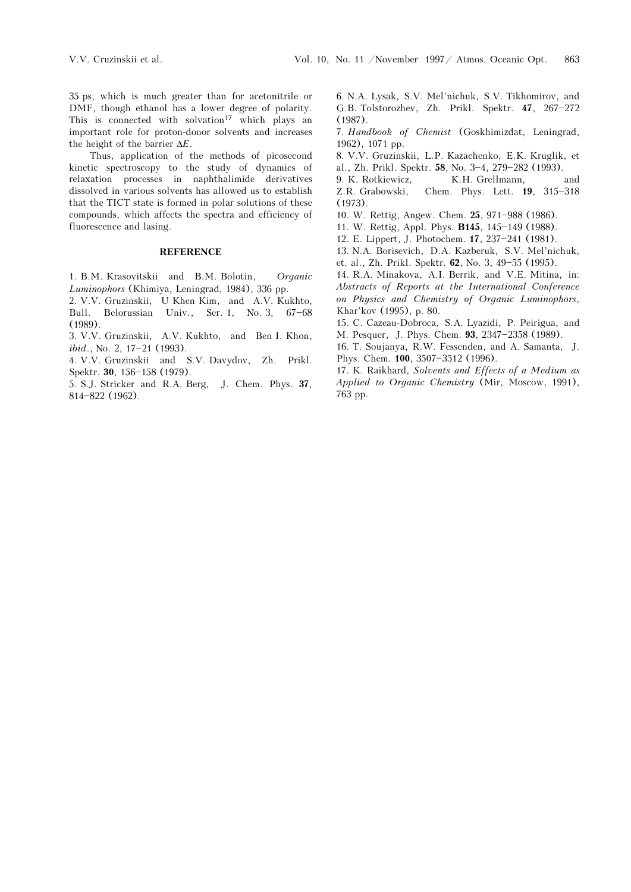35 ps, which is much greater than for acetonitrile or DMF, though ethanol has a lower degree of polarity. This is connected with solvation[17] which plays an important role for proton-donor solvents and increases the height of the barrier $\Delta E$.

Thus, application of the methods of picosecond kinetic spectroscopy to the study of dynamics of relaxation processes in naphthalimide derivatives dissolved in various solvents has allowed us to establish that the TICT state is formed in polar solutions of these compounds, which affects the spectra and efficiency of fluorescence and lasing.

## REFERENCE

1. B.M. Krasovitskii and B.M. Bolotin, *Organic Luminophors* (Khimiya, Leningrad, 1984), 336 pp.
2. V.V. Gruzinskii, U Khen Kim, and A.V. Kukhto, Bull. Belorussian Univ., Ser. 1, No. 3, 67–68 (1989).
3. V.V. Gruzinskii, A.V. Kukhto, and Ben I. Khon, *ibid.*, No. 2, 17–21 (1993).
4. V.V. Gruzinskii and S.V. Davydov, Zh. Prikl. Spektr. **30**, 156–158 (1979).
5. S.J. Stricker and R.A. Berg, J. Chem. Phys. **37**, 814–822 (1962).
6. N.A. Lysak, S.V. Mel'nichuk, S.V. Tikhomirov, and G.B. Tolstorozhev, Zh. Prikl. Spektr. **47**, 267–272 (1987).
7. *Handbook of Chemist* (Goskhimizdat, Leningrad, 1962), 1071 pp.
8. V.V. Gruzinskii, L.P. Kazachenko, E.K. Kruglik, et al., Zh. Prikl. Spektr. **58**, No. 3–4, 279–282 (1993).
9. K. Rotkiewicz, K.H. Grellmann, and Z.R. Grabowski, Chem. Phys. Lett. **19**, 315–318 (1973).
10. W. Rettig, Angew. Chem. **25**, 971–988 (1986).
11. W. Rettig, Appl. Phys. **B145**, 145–149 (1988).
12. E. Lippert, J. Photochem. **17**, 237–241 (1981).
13. N.A. Borisevich, D.A. Kazberuk, S.V. Mel'nichuk, et. al., Zh. Prikl. Spektr. **62**, No. 3, 49–55 (1995).
14. R.A. Minakova, A.I. Berrik, and V.E. Mitina, in: *Abstracts of Reports at the International Conference on Physics and Chemistry of Organic Luminophors*, Khar'kov (1995), p. 80.
15. C. Cazeau-Dobroca, S.A. Lyazidi, P. Peirigua, and M. Pesquer, J. Phys. Chem. **93**, 2347–2358 (1989).
16. T. Soujanya, R.W. Fessenden, and A. Samanta, J. Phys. Chem. **100**, 3507–3512 (1996).
17. K. Raikhard, *Solvents and Effects of a Medium as Applied to Organic Chemistry* (Mir, Moscow, 1991), 763 pp.